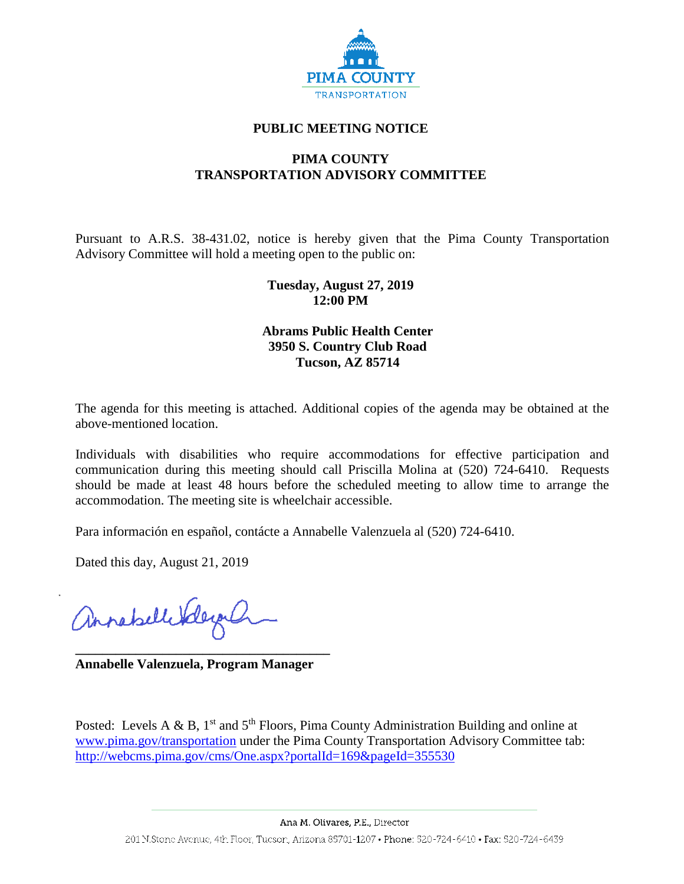PIMA COUNTY
TRANSPORTATION

**PUBLIC MEETING NOTICE**

**PIMA COUNTY**
**TRANSPORTATION ADVISORY COMMITTEE**

Pursuant to A.R.S. 38-431.02, notice is hereby given that the Pima County Transportation Advisory Committee will hold a meeting open to the public on:

**Tuesday, August 27, 2019**
**12:00 PM**

**Abrams Public Health Center**
**3950 S. Country Club Road**
**Tucson, AZ 85714**

The agenda for this meeting is attached. Additional copies of the agenda may be obtained at the above-mentioned location.

Individuals with disabilities who require accommodations for effective participation and communication during this meeting should call Priscilla Molina at (520) 724-6410. Requests should be made at least 48 hours before the scheduled meeting to allow time to arrange the accommodation. The meeting site is wheelchair accessible.

Para información en español, contácte a Annabelle Valenzuela al (520) 724-6410.

Dated this day, August 21, 2019

**Annabelle Valenzuela, Program Manager**

Posted: Levels A & B, 1st and 5th Floors, Pima County Administration Building and online at www.pima.gov/transportation under the Pima County Transportation Advisory Committee tab: http://webcms.pima.gov/cms/One.aspx?portalId=169&pageId=355530

Ana M. Olivares, P.E., Director
201 N.Stone Avenue, 4th Floor, Tucson, Arizona 85701-1207 • Phone: 520-724-6410 • Fax: 520-724-6439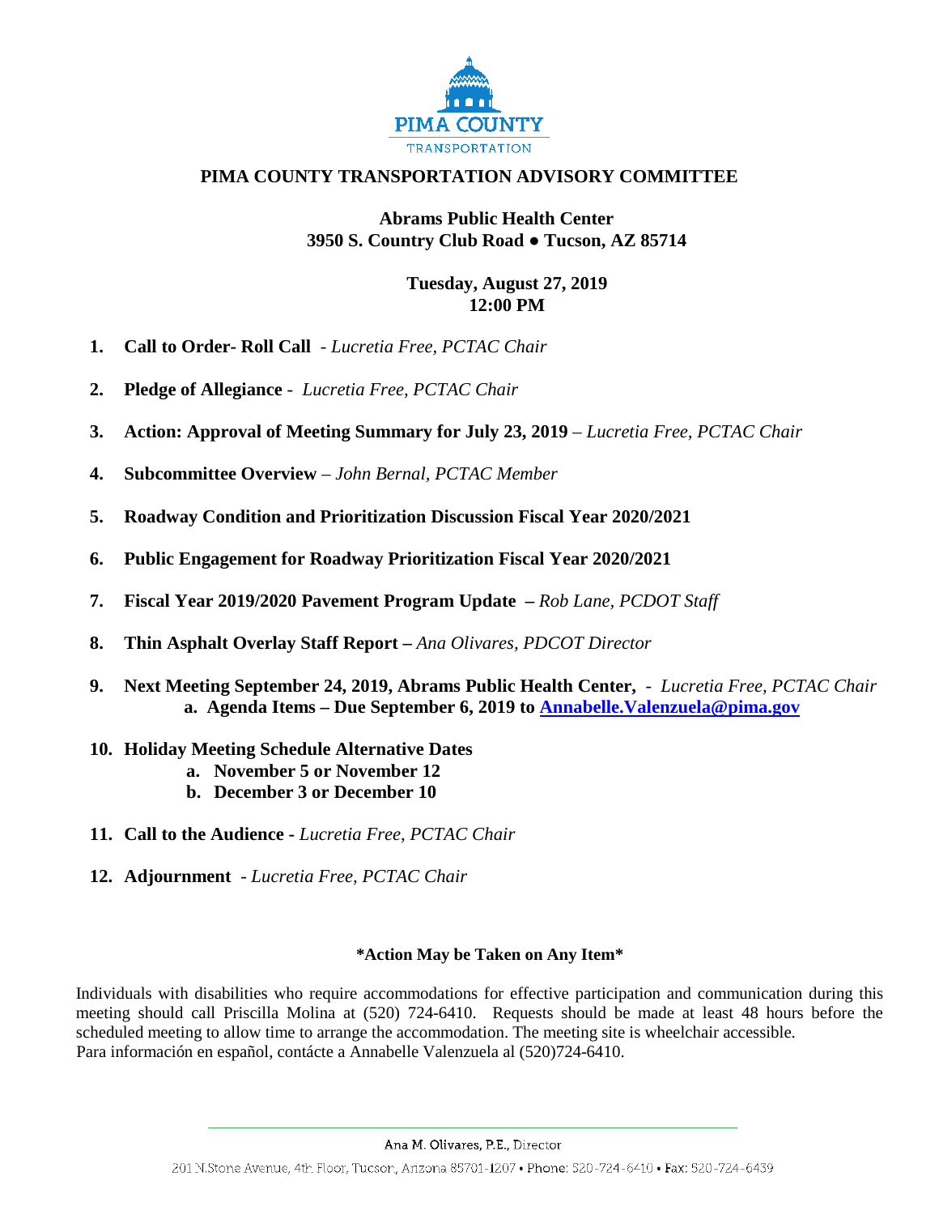PIMA COUNTY
TRANSPORTATION

## PIMA COUNTY TRANSPORTATION ADVISORY COMMITTEE

**Abrams Public Health Center**
**3950 S. Country Club Road ● Tucson, AZ 85714**

**Tuesday, August 27, 2019**
**12:00 PM**

1. **Call to Order- Roll Call** - *Lucretia Free, PCTAC Chair*
2. **Pledge of Allegiance** - *Lucretia Free, PCTAC Chair*
3. **Action: Approval of Meeting Summary for July 23, 2019** – *Lucretia Free, PCTAC Chair*
4. **Subcommittee Overview** – *John Bernal, PCTAC Member*
5. **Roadway Condition and Prioritization Discussion Fiscal Year 2020/2021**
6. **Public Engagement for Roadway Prioritization Fiscal Year 2020/2021**
7. **Fiscal Year 2019/2020 Pavement Program Update –** *Rob Lane, PCDOT Staff*
8. **Thin Asphalt Overlay Staff Report –** *Ana Olivares, PDCOT Director*
9. **Next Meeting September 24, 2019, Abrams Public Health Center,** - *Lucretia Free, PCTAC Chair*
   a. **Agenda Items – Due September 6, 2019 to [Annabelle.Valenzuela@pima.gov](mailto:Annabelle.Valenzuela@pima.gov)**
10. **Holiday Meeting Schedule Alternative Dates**
    a. **November 5 or November 12**
    b. **December 3 or December 10**
11. **Call to the Audience -** *Lucretia Free, PCTAC Chair*
12. **Adjournment** - *Lucretia Free, PCTAC Chair*

**\*Action May be Taken on Any Item\***

Individuals with disabilities who require accommodations for effective participation and communication during this meeting should call Priscilla Molina at (520) 724-6410. Requests should be made at least 48 hours before the scheduled meeting to allow time to arrange the accommodation. The meeting site is wheelchair accessible.
Para información en español, contácte a Annabelle Valenzuela al (520)724-6410.

Ana M. Olivares, P.E., Director
201 N.Stone Avenue, 4th Floor, Tucson, Arizona 85701-1207 • Phone: 520-724-6410 • Fax: 520-724-6439